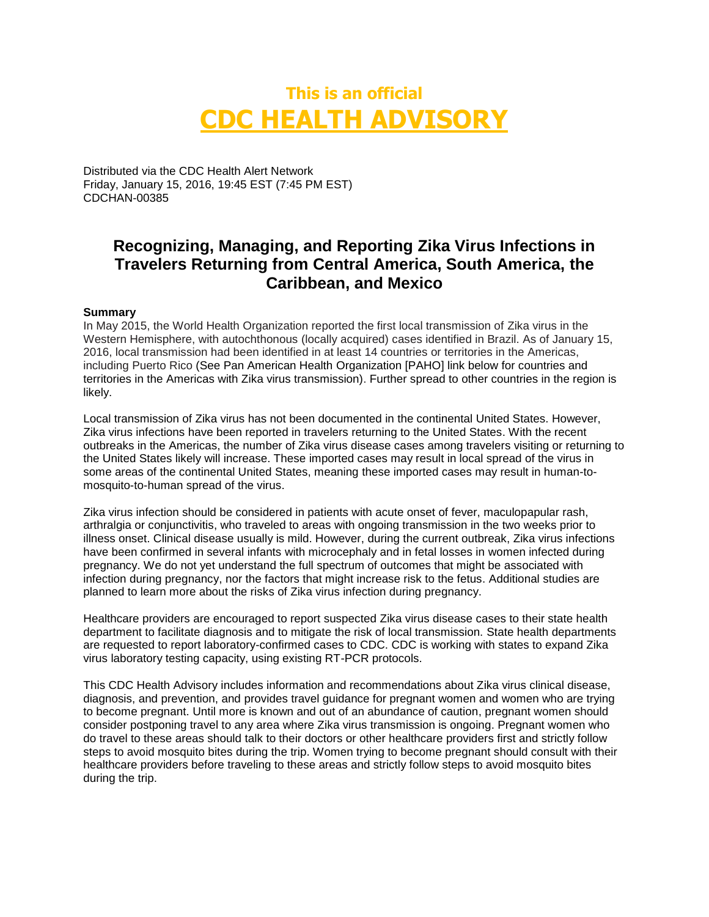# This is an official
# CDC HEALTH ADVISORY

Distributed via the CDC Health Alert Network
Friday, January 15, 2016, 19:45 EST (7:45 PM EST)
CDCHAN-00385

## Recognizing, Managing, and Reporting Zika Virus Infections in Travelers Returning from Central America, South America, the Caribbean, and Mexico

**Summary**

In May 2015, the World Health Organization reported the first local transmission of Zika virus in the Western Hemisphere, with autochthonous (locally acquired) cases identified in Brazil. As of January 15, 2016, local transmission had been identified in at least 14 countries or territories in the Americas, including Puerto Rico (See Pan American Health Organization [PAHO] link below for countries and territories in the Americas with Zika virus transmission). Further spread to other countries in the region is likely.

Local transmission of Zika virus has not been documented in the continental United States. However, Zika virus infections have been reported in travelers returning to the United States. With the recent outbreaks in the Americas, the number of Zika virus disease cases among travelers visiting or returning to the United States likely will increase. These imported cases may result in local spread of the virus in some areas of the continental United States, meaning these imported cases may result in human-to-mosquito-to-human spread of the virus.

Zika virus infection should be considered in patients with acute onset of fever, maculopapular rash, arthralgia or conjunctivitis, who traveled to areas with ongoing transmission in the two weeks prior to illness onset. Clinical disease usually is mild. However, during the current outbreak, Zika virus infections have been confirmed in several infants with microcephaly and in fetal losses in women infected during pregnancy. We do not yet understand the full spectrum of outcomes that might be associated with infection during pregnancy, nor the factors that might increase risk to the fetus. Additional studies are planned to learn more about the risks of Zika virus infection during pregnancy.

Healthcare providers are encouraged to report suspected Zika virus disease cases to their state health department to facilitate diagnosis and to mitigate the risk of local transmission. State health departments are requested to report laboratory-confirmed cases to CDC. CDC is working with states to expand Zika virus laboratory testing capacity, using existing RT-PCR protocols.

This CDC Health Advisory includes information and recommendations about Zika virus clinical disease, diagnosis, and prevention, and provides travel guidance for pregnant women and women who are trying to become pregnant. Until more is known and out of an abundance of caution, pregnant women should consider postponing travel to any area where Zika virus transmission is ongoing. Pregnant women who do travel to these areas should talk to their doctors or other healthcare providers first and strictly follow steps to avoid mosquito bites during the trip. Women trying to become pregnant should consult with their healthcare providers before traveling to these areas and strictly follow steps to avoid mosquito bites during the trip.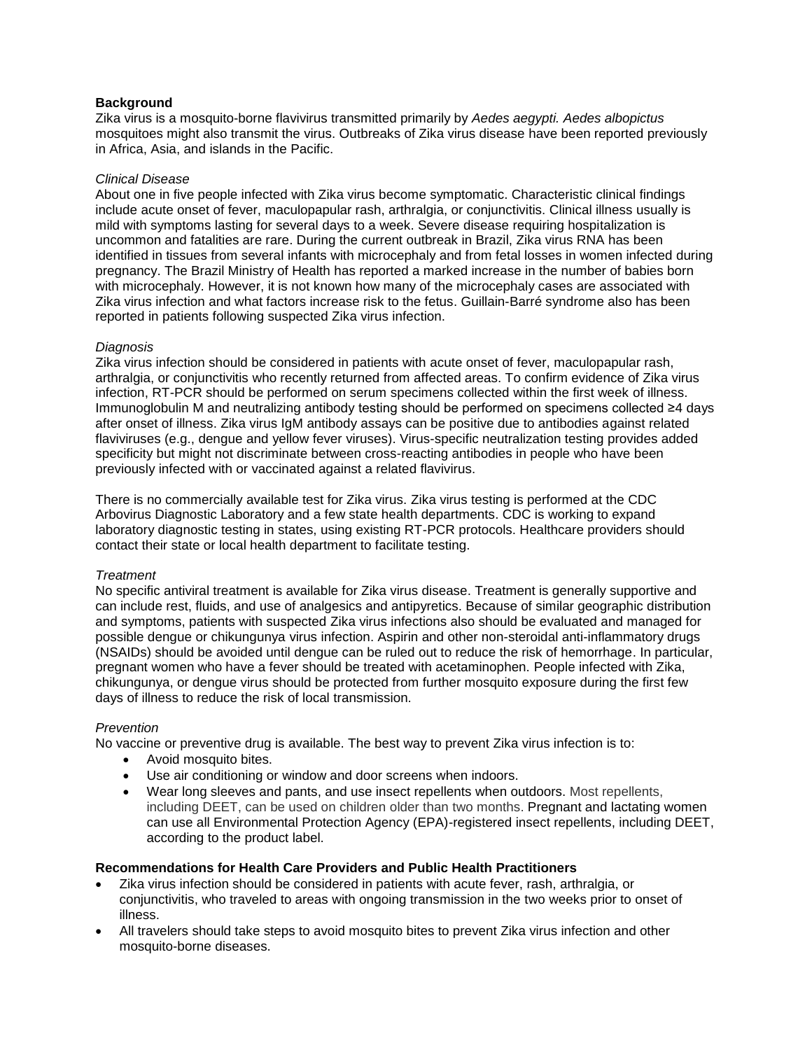**Background**

Zika virus is a mosquito-borne flavivirus transmitted primarily by *Aedes aegypti. Aedes albopictus* mosquitoes might also transmit the virus. Outbreaks of Zika virus disease have been reported previously in Africa, Asia, and islands in the Pacific.

*Clinical Disease*

About one in five people infected with Zika virus become symptomatic. Characteristic clinical findings include acute onset of fever, maculopapular rash, arthralgia, or conjunctivitis. Clinical illness usually is mild with symptoms lasting for several days to a week. Severe disease requiring hospitalization is uncommon and fatalities are rare. During the current outbreak in Brazil, Zika virus RNA has been identified in tissues from several infants with microcephaly and from fetal losses in women infected during pregnancy. The Brazil Ministry of Health has reported a marked increase in the number of babies born with microcephaly. However, it is not known how many of the microcephaly cases are associated with Zika virus infection and what factors increase risk to the fetus. Guillain-Barré syndrome also has been reported in patients following suspected Zika virus infection.

*Diagnosis*

Zika virus infection should be considered in patients with acute onset of fever, maculopapular rash, arthralgia, or conjunctivitis who recently returned from affected areas. To confirm evidence of Zika virus infection, RT-PCR should be performed on serum specimens collected within the first week of illness. Immunoglobulin M and neutralizing antibody testing should be performed on specimens collected ≥4 days after onset of illness. Zika virus IgM antibody assays can be positive due to antibodies against related flaviviruses (e.g., dengue and yellow fever viruses). Virus-specific neutralization testing provides added specificity but might not discriminate between cross-reacting antibodies in people who have been previously infected with or vaccinated against a related flavivirus.

There is no commercially available test for Zika virus. Zika virus testing is performed at the CDC Arbovirus Diagnostic Laboratory and a few state health departments. CDC is working to expand laboratory diagnostic testing in states, using existing RT-PCR protocols. Healthcare providers should contact their state or local health department to facilitate testing.

*Treatment*

No specific antiviral treatment is available for Zika virus disease. Treatment is generally supportive and can include rest, fluids, and use of analgesics and antipyretics. Because of similar geographic distribution and symptoms, patients with suspected Zika virus infections also should be evaluated and managed for possible dengue or chikungunya virus infection. Aspirin and other non-steroidal anti-inflammatory drugs (NSAIDs) should be avoided until dengue can be ruled out to reduce the risk of hemorrhage. In particular, pregnant women who have a fever should be treated with acetaminophen. People infected with Zika, chikungunya, or dengue virus should be protected from further mosquito exposure during the first few days of illness to reduce the risk of local transmission.

*Prevention*

No vaccine or preventive drug is available. The best way to prevent Zika virus infection is to:

- Avoid mosquito bites.
- Use air conditioning or window and door screens when indoors.
- Wear long sleeves and pants, and use insect repellents when outdoors. Most repellents, including DEET, can be used on children older than two months. Pregnant and lactating women can use all Environmental Protection Agency (EPA)-registered insect repellents, including DEET, according to the product label.

**Recommendations for Health Care Providers and Public Health Practitioners**

- Zika virus infection should be considered in patients with acute fever, rash, arthralgia, or conjunctivitis, who traveled to areas with ongoing transmission in the two weeks prior to onset of illness.
- All travelers should take steps to avoid mosquito bites to prevent Zika virus infection and other mosquito-borne diseases.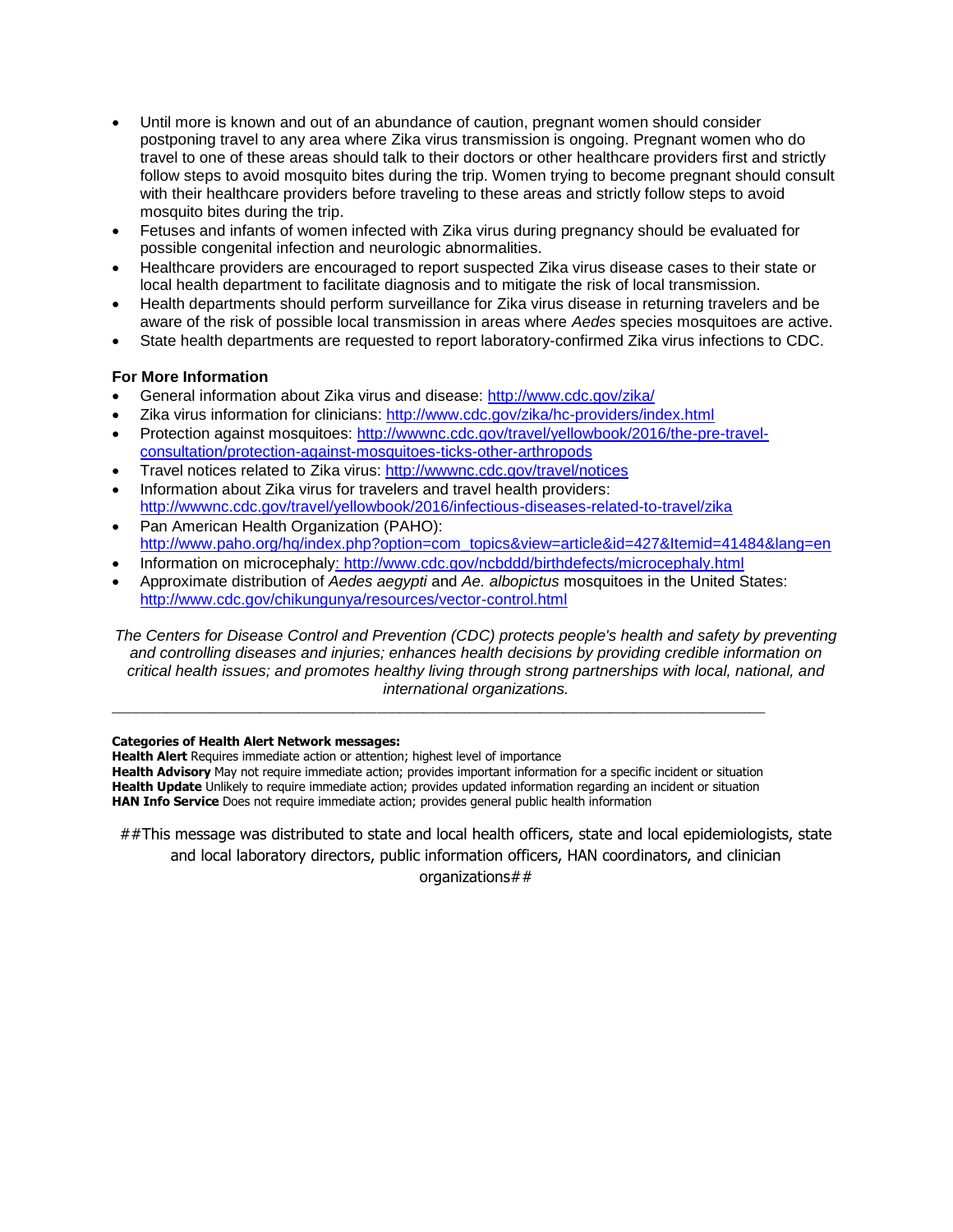- Until more is known and out of an abundance of caution, pregnant women should consider postponing travel to any area where Zika virus transmission is ongoing. Pregnant women who do travel to one of these areas should talk to their doctors or other healthcare providers first and strictly follow steps to avoid mosquito bites during the trip. Women trying to become pregnant should consult with their healthcare providers before traveling to these areas and strictly follow steps to avoid mosquito bites during the trip.
- Fetuses and infants of women infected with Zika virus during pregnancy should be evaluated for possible congenital infection and neurologic abnormalities.
- Healthcare providers are encouraged to report suspected Zika virus disease cases to their state or local health department to facilitate diagnosis and to mitigate the risk of local transmission.
- Health departments should perform surveillance for Zika virus disease in returning travelers and be aware of the risk of possible local transmission in areas where *Aedes* species mosquitoes are active.
- State health departments are requested to report laboratory-confirmed Zika virus infections to CDC.

**For More Information**

- General information about Zika virus and disease: http://www.cdc.gov/zika/
- Zika virus information for clinicians: http://www.cdc.gov/zika/hc-providers/index.html
- Protection against mosquitoes: http://wwwnc.cdc.gov/travel/yellowbook/2016/the-pre-travel-consultation/protection-against-mosquitoes-ticks-other-arthropods
- Travel notices related to Zika virus: http://wwwnc.cdc.gov/travel/notices
- Information about Zika virus for travelers and travel health providers: http://wwwnc.cdc.gov/travel/yellowbook/2016/infectious-diseases-related-to-travel/zika
- Pan American Health Organization (PAHO): http://www.paho.org/hq/index.php?option=com_topics&view=article&id=427&Itemid=41484&lang=en
- Information on microcephaly: http://www.cdc.gov/ncbddd/birthdefects/microcephaly.html
- Approximate distribution of *Aedes aegypti* and *Ae. albopictus* mosquitoes in the United States: http://www.cdc.gov/chikungunya/resources/vector-control.html

*The Centers for Disease Control and Prevention (CDC) protects people's health and safety by preventing and controlling diseases and injuries; enhances health decisions by providing credible information on critical health issues; and promotes healthy living through strong partnerships with local, national, and international organizations.*

---

**Categories of Health Alert Network messages:**
**Health Alert** Requires immediate action or attention; highest level of importance
**Health Advisory** May not require immediate action; provides important information for a specific incident or situation
**Health Update** Unlikely to require immediate action; provides updated information regarding an incident or situation
**HAN Info Service** Does not require immediate action; provides general public health information

##This message was distributed to state and local health officers, state and local epidemiologists, state and local laboratory directors, public information officers, HAN coordinators, and clinician organizations##